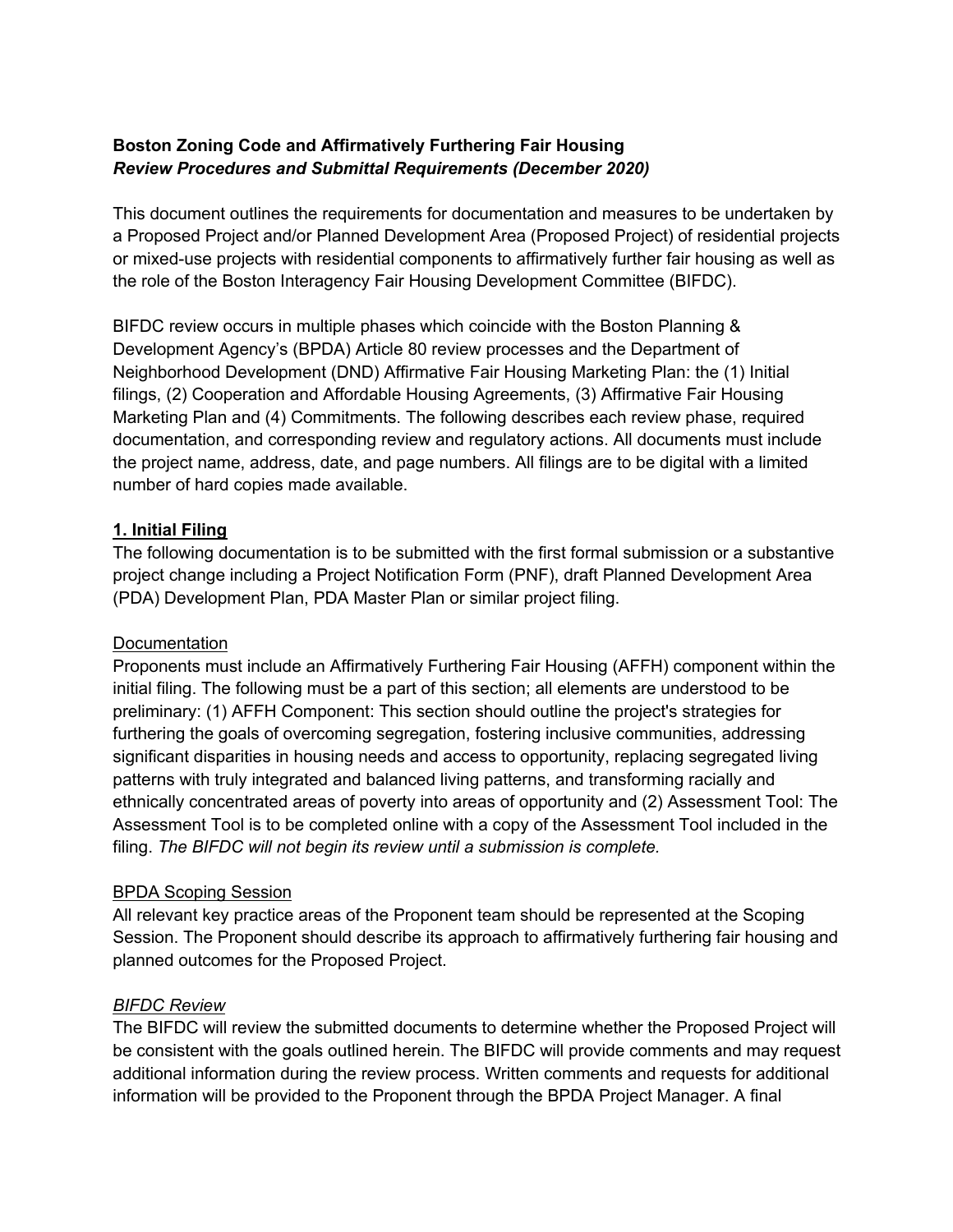**Boston Zoning Code and Affirmatively Furthering Fair Housing**
***Review Procedures and Submittal Requirements (December 2020)***

This document outlines the requirements for documentation and measures to be undertaken by a Proposed Project and/or Planned Development Area (Proposed Project) of residential projects or mixed-use projects with residential components to affirmatively further fair housing as well as the role of the Boston Interagency Fair Housing Development Committee (BIFDC).

BIFDC review occurs in multiple phases which coincide with the Boston Planning & Development Agency's (BPDA) Article 80 review processes and the Department of Neighborhood Development (DND) Affirmative Fair Housing Marketing Plan: the (1) Initial filings, (2) Cooperation and Affordable Housing Agreements, (3) Affirmative Fair Housing Marketing Plan and (4) Commitments. The following describes each review phase, required documentation, and corresponding review and regulatory actions. All documents must include the project name, address, date, and page numbers. All filings are to be digital with a limited number of hard copies made available.

## 1. Initial Filing

The following documentation is to be submitted with the first formal submission or a substantive project change including a Project Notification Form (PNF), draft Planned Development Area (PDA) Development Plan, PDA Master Plan or similar project filing.

### Documentation

Proponents must include an Affirmatively Furthering Fair Housing (AFFH) component within the initial filing. The following must be a part of this section; all elements are understood to be preliminary: (1) AFFH Component: This section should outline the project's strategies for furthering the goals of overcoming segregation, fostering inclusive communities, addressing significant disparities in housing needs and access to opportunity, replacing segregated living patterns with truly integrated and balanced living patterns, and transforming racially and ethnically concentrated areas of poverty into areas of opportunity and (2) Assessment Tool: The Assessment Tool is to be completed online with a copy of the Assessment Tool included in the filing. *The BIFDC will not begin its review until a submission is complete.*

### BPDA Scoping Session

All relevant key practice areas of the Proponent team should be represented at the Scoping Session. The Proponent should describe its approach to affirmatively furthering fair housing and planned outcomes for the Proposed Project.

### *BIFDC Review*

The BIFDC will review the submitted documents to determine whether the Proposed Project will be consistent with the goals outlined herein. The BIFDC will provide comments and may request additional information during the review process. Written comments and requests for additional information will be provided to the Proponent through the BPDA Project Manager. A final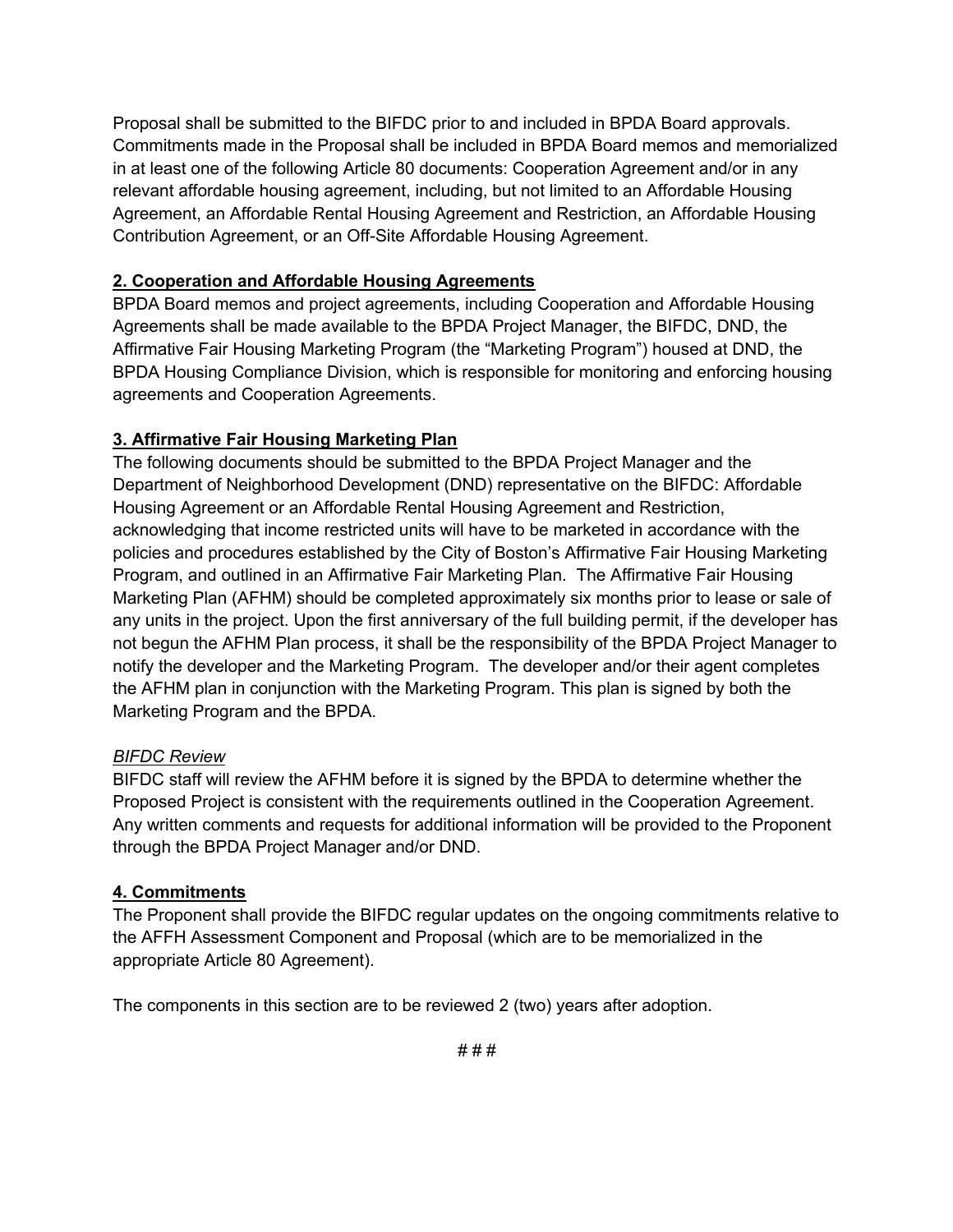Proposal shall be submitted to the BIFDC prior to and included in BPDA Board approvals. Commitments made in the Proposal shall be included in BPDA Board memos and memorialized in at least one of the following Article 80 documents: Cooperation Agreement and/or in any relevant affordable housing agreement, including, but not limited to an Affordable Housing Agreement, an Affordable Rental Housing Agreement and Restriction, an Affordable Housing Contribution Agreement, or an Off-Site Affordable Housing Agreement.

**2. Cooperation and Affordable Housing Agreements**

BPDA Board memos and project agreements, including Cooperation and Affordable Housing Agreements shall be made available to the BPDA Project Manager, the BIFDC, DND, the Affirmative Fair Housing Marketing Program (the "Marketing Program") housed at DND, the BPDA Housing Compliance Division, which is responsible for monitoring and enforcing housing agreements and Cooperation Agreements.

**3. Affirmative Fair Housing Marketing Plan**

The following documents should be submitted to the BPDA Project Manager and the Department of Neighborhood Development (DND) representative on the BIFDC: Affordable Housing Agreement or an Affordable Rental Housing Agreement and Restriction, acknowledging that income restricted units will have to be marketed in accordance with the policies and procedures established by the City of Boston's Affirmative Fair Housing Marketing Program, and outlined in an Affirmative Fair Marketing Plan. The Affirmative Fair Housing Marketing Plan (AFHM) should be completed approximately six months prior to lease or sale of any units in the project. Upon the first anniversary of the full building permit, if the developer has not begun the AFHM Plan process, it shall be the responsibility of the BPDA Project Manager to notify the developer and the Marketing Program. The developer and/or their agent completes the AFHM plan in conjunction with the Marketing Program. This plan is signed by both the Marketing Program and the BPDA.

*BIFDC Review*

BIFDC staff will review the AFHM before it is signed by the BPDA to determine whether the Proposed Project is consistent with the requirements outlined in the Cooperation Agreement. Any written comments and requests for additional information will be provided to the Proponent through the BPDA Project Manager and/or DND.

**4. Commitments**

The Proponent shall provide the BIFDC regular updates on the ongoing commitments relative to the AFFH Assessment Component and Proposal (which are to be memorialized in the appropriate Article 80 Agreement).

The components in this section are to be reviewed 2 (two) years after adoption.

# # #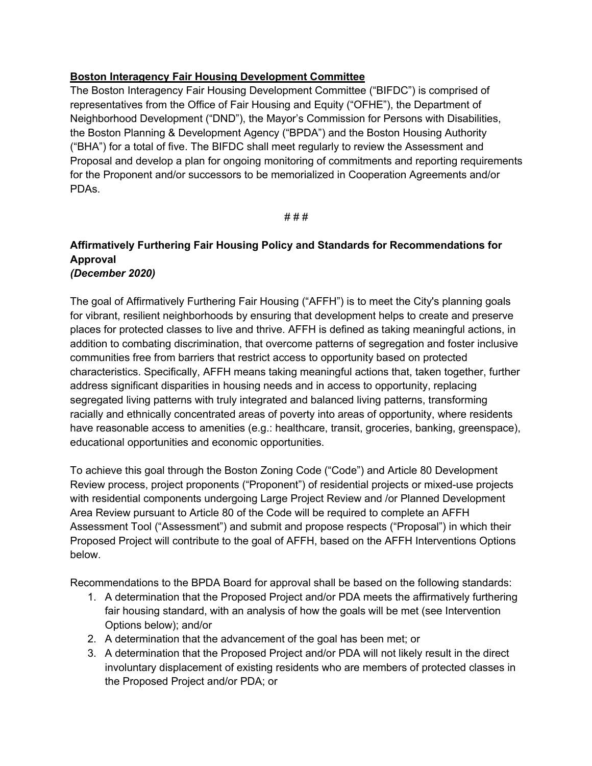**Boston Interagency Fair Housing Development Committee**

The Boston Interagency Fair Housing Development Committee ("BIFDC") is comprised of representatives from the Office of Fair Housing and Equity ("OFHE"), the Department of Neighborhood Development ("DND"), the Mayor's Commission for Persons with Disabilities, the Boston Planning & Development Agency ("BPDA") and the Boston Housing Authority ("BHA") for a total of five. The BIFDC shall meet regularly to review the Assessment and Proposal and develop a plan for ongoing monitoring of commitments and reporting requirements for the Proponent and/or successors to be memorialized in Cooperation Agreements and/or PDAs.

# # #

**Affirmatively Furthering Fair Housing Policy and Standards for Recommendations for Approval**
***(December 2020)***

The goal of Affirmatively Furthering Fair Housing ("AFFH") is to meet the City's planning goals for vibrant, resilient neighborhoods by ensuring that development helps to create and preserve places for protected classes to live and thrive. AFFH is defined as taking meaningful actions, in addition to combating discrimination, that overcome patterns of segregation and foster inclusive communities free from barriers that restrict access to opportunity based on protected characteristics. Specifically, AFFH means taking meaningful actions that, taken together, further address significant disparities in housing needs and in access to opportunity, replacing segregated living patterns with truly integrated and balanced living patterns, transforming racially and ethnically concentrated areas of poverty into areas of opportunity, where residents have reasonable access to amenities (e.g.: healthcare, transit, groceries, banking, greenspace), educational opportunities and economic opportunities.

To achieve this goal through the Boston Zoning Code ("Code") and Article 80 Development Review process, project proponents ("Proponent") of residential projects or mixed-use projects with residential components undergoing Large Project Review and /or Planned Development Area Review pursuant to Article 80 of the Code will be required to complete an AFFH Assessment Tool ("Assessment") and submit and propose respects ("Proposal") in which their Proposed Project will contribute to the goal of AFFH, based on the AFFH Interventions Options below.

Recommendations to the BPDA Board for approval shall be based on the following standards:

1. A determination that the Proposed Project and/or PDA meets the affirmatively furthering fair housing standard, with an analysis of how the goals will be met (see Intervention Options below); and/or
2. A determination that the advancement of the goal has been met; or
3. A determination that the Proposed Project and/or PDA will not likely result in the direct involuntary displacement of existing residents who are members of protected classes in the Proposed Project and/or PDA; or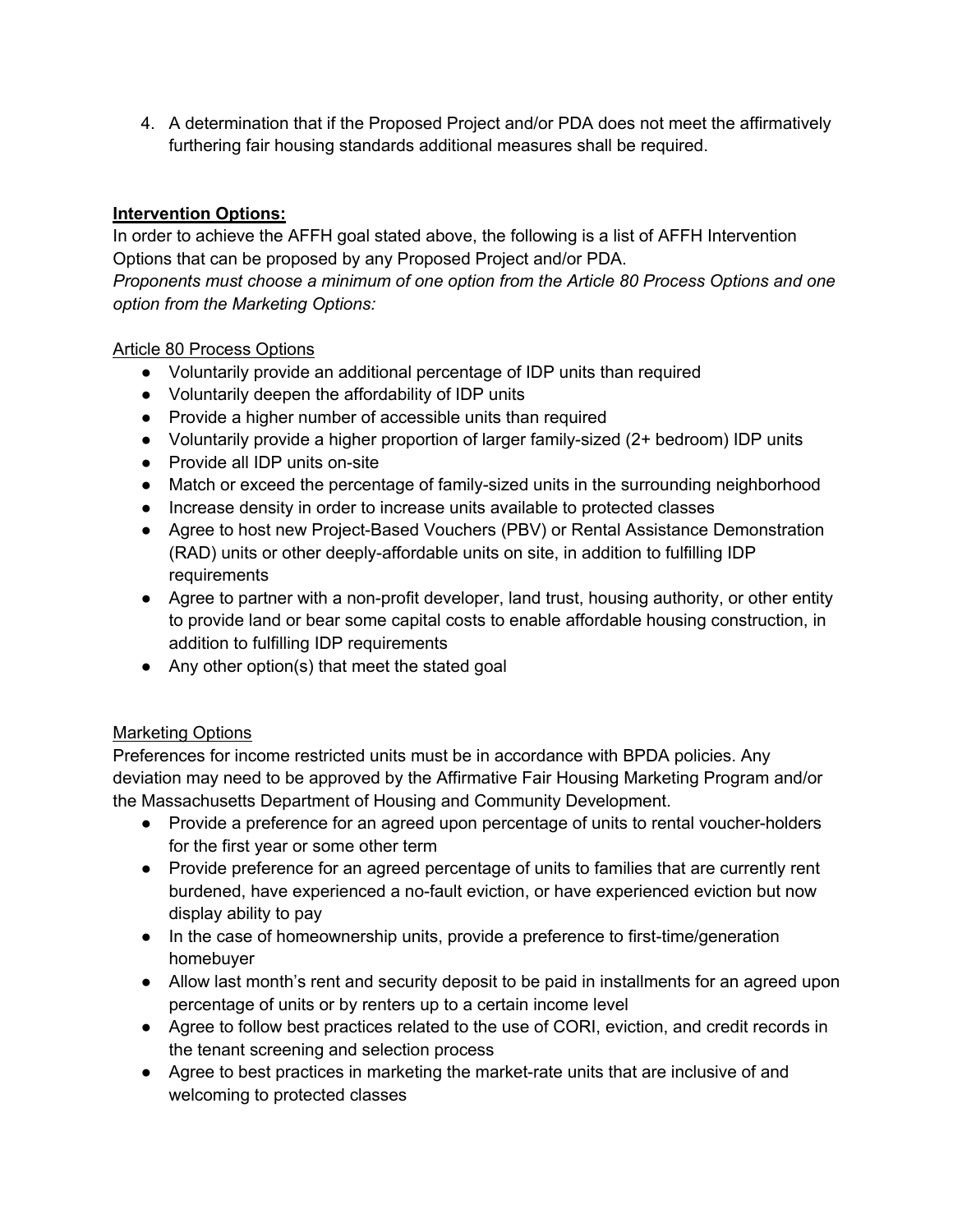4. A determination that if the Proposed Project and/or PDA does not meet the affirmatively furthering fair housing standards additional measures shall be required.

**Intervention Options:**

In order to achieve the AFFH goal stated above, the following is a list of AFFH Intervention Options that can be proposed by any Proposed Project and/or PDA.

*Proponents must choose a minimum of one option from the Article 80 Process Options and one option from the Marketing Options:*

Article 80 Process Options

- Voluntarily provide an additional percentage of IDP units than required
- Voluntarily deepen the affordability of IDP units
- Provide a higher number of accessible units than required
- Voluntarily provide a higher proportion of larger family-sized (2+ bedroom) IDP units
- Provide all IDP units on-site
- Match or exceed the percentage of family-sized units in the surrounding neighborhood
- Increase density in order to increase units available to protected classes
- Agree to host new Project-Based Vouchers (PBV) or Rental Assistance Demonstration (RAD) units or other deeply-affordable units on site, in addition to fulfilling IDP requirements
- Agree to partner with a non-profit developer, land trust, housing authority, or other entity to provide land or bear some capital costs to enable affordable housing construction, in addition to fulfilling IDP requirements
- Any other option(s) that meet the stated goal

Marketing Options

Preferences for income restricted units must be in accordance with BPDA policies. Any deviation may need to be approved by the Affirmative Fair Housing Marketing Program and/or the Massachusetts Department of Housing and Community Development.

- Provide a preference for an agreed upon percentage of units to rental voucher-holders for the first year or some other term
- Provide preference for an agreed percentage of units to families that are currently rent burdened, have experienced a no-fault eviction, or have experienced eviction but now display ability to pay
- In the case of homeownership units, provide a preference to first-time/generation homebuyer
- Allow last month's rent and security deposit to be paid in installments for an agreed upon percentage of units or by renters up to a certain income level
- Agree to follow best practices related to the use of CORI, eviction, and credit records in the tenant screening and selection process
- Agree to best practices in marketing the market-rate units that are inclusive of and welcoming to protected classes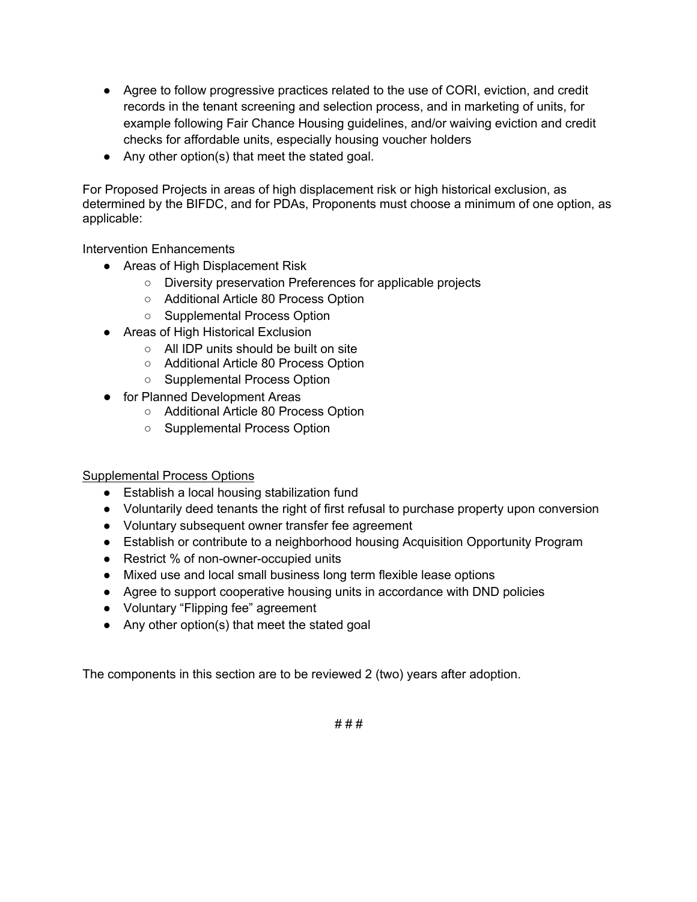- Agree to follow progressive practices related to the use of CORI, eviction, and credit records in the tenant screening and selection process, and in marketing of units, for example following Fair Chance Housing guidelines, and/or waiving eviction and credit checks for affordable units, especially housing voucher holders
- Any other option(s) that meet the stated goal.

For Proposed Projects in areas of high displacement risk or high historical exclusion, as determined by the BIFDC, and for PDAs, Proponents must choose a minimum of one option, as applicable:

Intervention Enhancements

- Areas of High Displacement Risk
  - Diversity preservation Preferences for applicable projects
  - Additional Article 80 Process Option
  - Supplemental Process Option
- Areas of High Historical Exclusion
  - All IDP units should be built on site
  - Additional Article 80 Process Option
  - Supplemental Process Option
- for Planned Development Areas
  - Additional Article 80 Process Option
  - Supplemental Process Option

<u>Supplemental Process Options</u>

- Establish a local housing stabilization fund
- Voluntarily deed tenants the right of first refusal to purchase property upon conversion
- Voluntary subsequent owner transfer fee agreement
- Establish or contribute to a neighborhood housing Acquisition Opportunity Program
- Restrict % of non-owner-occupied units
- Mixed use and local small business long term flexible lease options
- Agree to support cooperative housing units in accordance with DND policies
- Voluntary "Flipping fee" agreement
- Any other option(s) that meet the stated goal

The components in this section are to be reviewed 2 (two) years after adoption.

# # #